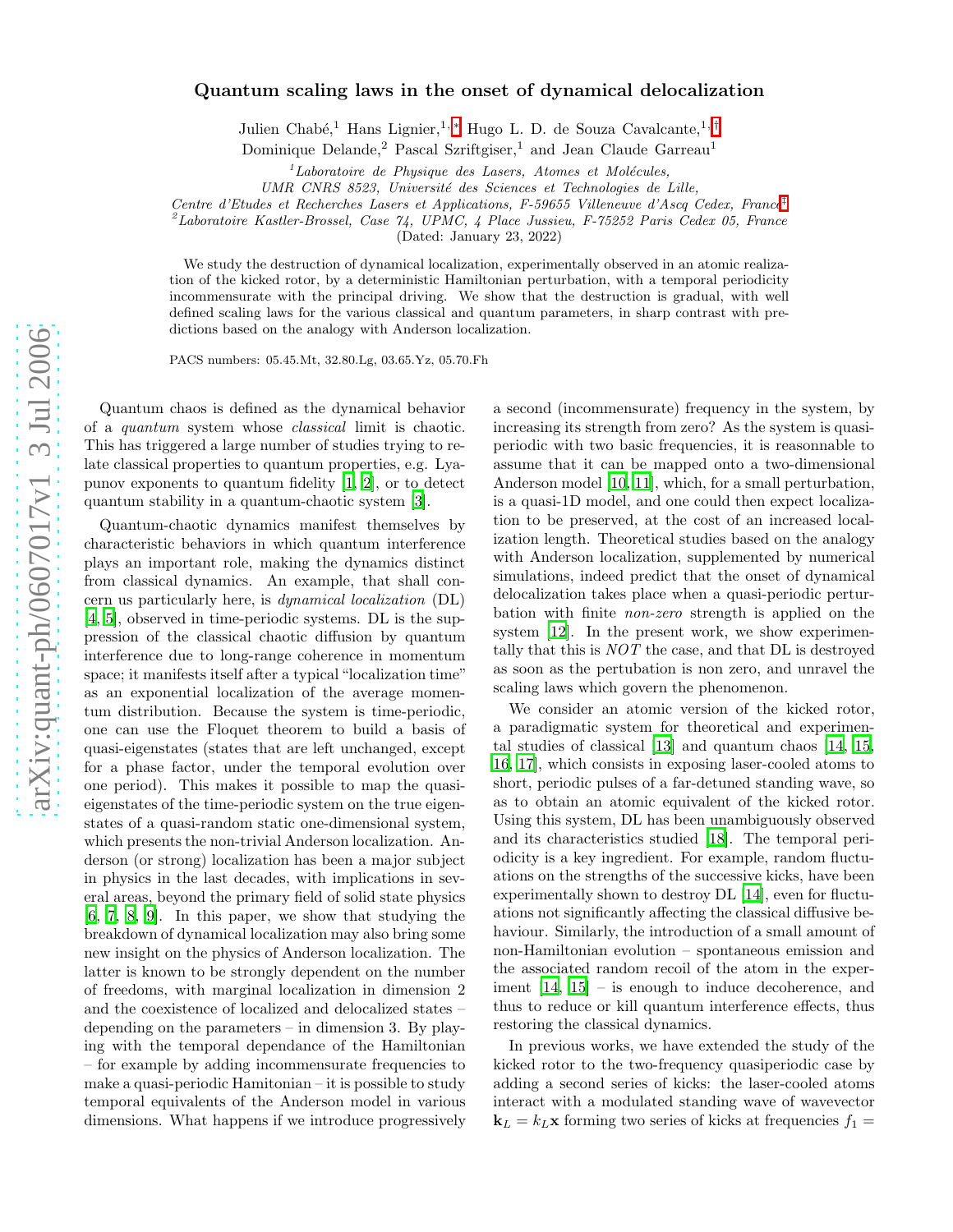# Quantum scaling laws in the onset of dynamical delocalization

Julien Chabé,[1] Hans Lignier,[1,*] Hugo L. D. de Souza Cavalcante,[1,†] Dominique Delande,[2] Pascal Szriftgiser,[1] and Jean Claude Garreau[1]

[1] *Laboratoire de Physique des Lasers, Atomes et Molécules, UMR CNRS 8523, Université des Sciences et Technologies de Lille, Centre d'Etudes et Recherches Lasers et Applications, F-59655 Villeneuve d'Ascq Cedex, France*[‡]

[2] *Laboratoire Kastler-Brossel, Case 74, UPMC, 4 Place Jussieu, F-75252 Paris Cedex 05, France*

(Dated: January 23, 2022)

We study the destruction of dynamical localization, experimentally observed in an atomic realization of the kicked rotor, by a deterministic Hamiltonian perturbation, with a temporal periodicity incommensurate with the principal driving. We show that the destruction is gradual, with well defined scaling laws for the various classical and quantum parameters, in sharp contrast with predictions based on the analogy with Anderson localization.

PACS numbers: 05.45.Mt, 32.80.Lg, 03.65.Yz, 05.70.Fh

Quantum chaos is defined as the dynamical behavior of a *quantum* system whose *classical* limit is chaotic. This has triggered a large number of studies trying to relate classical properties to quantum properties, e.g. Lyapunov exponents to quantum fidelity [1, 2], or to detect quantum stability in a quantum-chaotic system [3].

Quantum-chaotic dynamics manifest themselves by characteristic behaviors in which quantum interference plays an important role, making the dynamics distinct from classical dynamics. An example, that shall concern us particularly here, is *dynamical localization* (DL) [4, 5], observed in time-periodic systems. DL is the suppression of the classical chaotic diffusion by quantum interference due to long-range coherence in momentum space; it manifests itself after a typical "localization time" as an exponential localization of the average momentum distribution. Because the system is time-periodic, one can use the Floquet theorem to build a basis of quasi-eigenstates (states that are left unchanged, except for a phase factor, under the temporal evolution over one period). This makes it possible to map the quasi-eigenstates of the time-periodic system on the true eigenstates of a quasi-random static one-dimensional system, which presents the non-trivial Anderson localization. Anderson (or strong) localization has been a major subject in physics in the last decades, with implications in several areas, beyond the primary field of solid state physics [6, 7, 8, 9]. In this paper, we show that studying the breakdown of dynamical localization may also bring some new insight on the physics of Anderson localization. The latter is known to be strongly dependent on the number of freedoms, with marginal localization in dimension 2 and the coexistence of localized and delocalized states – depending on the parameters – in dimension 3. By playing with the temporal dependance of the Hamiltonian – for example by adding incommensurate frequencies to make a quasi-periodic Hamitonian – it is possible to study temporal equivalents of the Anderson model in various dimensions. What happens if we introduce progressively a second (incommensurate) frequency in the system, by increasing its strength from zero? As the system is quasi-periodic with two basic frequencies, it is reasonnable to assume that it can be mapped onto a two-dimensional Anderson model [10, 11], which, for a small perturbation, is a quasi-1D model, and one could then expect localization to be preserved, at the cost of an increased localization length. Theoretical studies based on the analogy with Anderson localization, supplemented by numerical simulations, indeed predict that the onset of dynamical delocalization takes place when a quasi-periodic perturbation with finite *non-zero* strength is applied on the system [12]. In the present work, we show experimentally that this is *NOT* the case, and that DL is destroyed as soon as the pertubation is non zero, and unravel the scaling laws which govern the phenomenon.

We consider an atomic version of the kicked rotor, a paradigmatic system for theoretical and experimental studies of classical [13] and quantum chaos [14, 15, 16, 17], which consists in exposing laser-cooled atoms to short, periodic pulses of a far-detuned standing wave, so as to obtain an atomic equivalent of the kicked rotor. Using this system, DL has been unambiguously observed and its characteristics studied [18]. The temporal periodicity is a key ingredient. For example, random fluctuations on the strengths of the successive kicks, have been experimentally shown to destroy DL [14], even for fluctuations not significantly affecting the classical diffusive behaviour. Similarly, the introduction of a small amount of non-Hamiltonian evolution – spontaneous emission and the associated random recoil of the atom in the experiment [14, 15] – is enough to induce decoherence, and thus to reduce or kill quantum interference effects, thus restoring the classical dynamics.

In previous works, we have extended the study of the kicked rotor to the two-frequency quasiperiodic case by adding a second series of kicks: the laser-cooled atoms interact with a modulated standing wave of wavevector $\mathbf{k}_L = k_L\mathbf{x}$ forming two series of kicks at frequencies $f_1 =$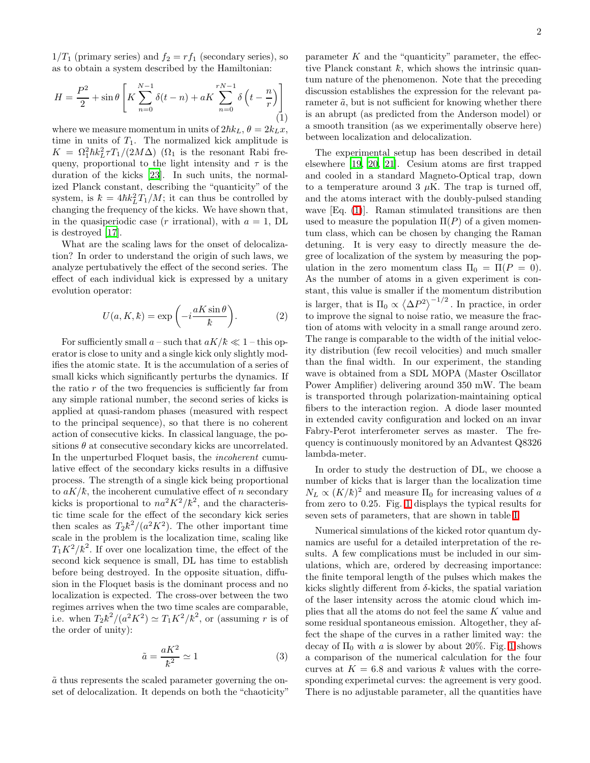$1/T_1$ (primary series) and $f_2 = rf_1$ (secondary series), so as to obtain a system described by the Hamiltonian:

$$H = \frac{P^2}{2} + \sin\theta \left[ K \sum_{n=0}^{N-1} \delta(t-n) + aK \sum_{n=0}^{rN-1} \delta\left(t - \frac{n}{r}\right) \right] \tag{1}$$

where we measure momentum in units of $2\hbar k_L$, $\theta = 2k_L x$, time in units of $T_1$. The normalized kick amplitude is $K = \Omega_1^2 \hbar k_L^2 \tau T_1/(2M\Delta)$ ($\Omega_1$ is the resonant Rabi freqeuny, proportional to the light intensity and $\tau$ is the duration of the kicks [23]. In such units, the normalized Planck constant, describing the "quanticity" of the system, is $\bar{k} = 4\hbar k_L^2 T_1/M$; it can thus be controlled by changing the frequency of the kicks. We have shown that, in the quasiperiodic case ($r$ irrational), with $a = 1$, DL is destroyed [17].

What are the scaling laws for the onset of delocalization? In order to understand the origin of such laws, we analyze pertubatively the effect of the second series. The effect of each individual kick is expressed by a unitary evolution operator:

$$U(a, K, \bar{k}) = \exp\left(-i\frac{aK\sin\theta}{\bar{k}}\right). \tag{2}$$

For sufficiently small $a$ – such that $aK/\bar{k} \ll 1$ – this operator is close to unity and a single kick only slightly modifies the atomic state. It is the accumulation of a series of small kicks which significantly perturbs the dynamics. If the ratio $r$ of the two frequencies is sufficiently far from any simple rational number, the second series of kicks is applied at quasi-random phases (measured with respect to the principal sequence), so that there is no coherent action of consecutive kicks. In classical language, the positions $\theta$ at consecutive secondary kicks are uncorrelated. In the unperturbed Floquet basis, the *incoherent* cumulative effect of the secondary kicks results in a diffusive process. The strength of a single kick being proportional to $aK/\bar{k}$, the incoherent cumulative effect of $n$ secondary kicks is proportional to $na^2K^2/\bar{k}^2$, and the characteristic time scale for the effect of the secondary kick series then scales as $T_2\bar{k}^2/(a^2K^2)$. The other important time scale in the problem is the localization time, scaling like $T_1K^2/\bar{k}^2$. If over one localization time, the effect of the second kick sequence is small, DL has time to establish before being destroyed. In the opposite situation, diffusion in the Floquet basis is the dominant process and no localization is expected. The cross-over between the two regimes arrives when the two time scales are comparable, i.e. when $T_2\bar{k}^2/(a^2K^2) \simeq T_1K^2/\bar{k}^2$, or (assuming $r$ is of the order of unity):

$$\tilde{a} = \frac{aK^2}{\bar{k}^2} \simeq 1 \tag{3}$$

$\tilde{a}$ thus represents the scaled parameter governing the onset of delocalization. It depends on both the "chaoticity" parameter $K$ and the "quanticity" parameter, the effective Planck constant $\bar{k}$, which shows the intrinsic quantum nature of the phenomenon. Note that the preceding discussion establishes the expression for the relevant parameter $\tilde{a}$, but is not sufficient for knowing whether there is an abrupt (as predicted from the Anderson model) or a smooth transition (as we experimentally observe here) between localization and delocalization.

The experimental setup has been described in detail elsewhere [19, 20, 21]. Cesium atoms are first trapped and cooled in a standard Magneto-Optical trap, down to a temperature around 3 $\mu$K. The trap is turned off, and the atoms interact with the doubly-pulsed standing wave [Eq. (1)]. Raman stimulated transitions are then used to measure the population $\Pi(P)$ of a given momentum class, which can be chosen by changing the Raman detuning. It is very easy to directly measure the degree of localization of the system by measuring the population in the zero momentum class $\Pi_0 = \Pi(P = 0)$. As the number of atoms in a given experiment is constant, this value is smaller if the momentum distribution is larger, that is $\Pi_0 \propto \langle \Delta P^2 \rangle^{-1/2}$. In practice, in order to improve the signal to noise ratio, we measure the fraction of atoms with velocity in a small range around zero. The range is comparable to the width of the initial velocity distribution (few recoil velocities) and much smaller than the final width. In our experiment, the standing wave is obtained from a SDL MOPA (Master Oscillator Power Amplifier) delivering around 350 mW. The beam is transported through polarization-maintaining optical fibers to the interaction region. A diode laser mounted in extended cavity configuration and locked on an invar Fabry-Perot interferometer serves as master. The frequency is continuously monitored by an Advantest Q8326 lambda-meter.

In order to study the destruction of DL, we choose a number of kicks that is larger than the localization time $N_L \propto (K/\bar{k})^2$ and measure $\Pi_0$ for increasing values of $a$ from zero to 0.25. Fig. 1 displays the typical results for seven sets of parameters, that are shown in table I.

Numerical simulations of the kicked rotor quantum dynamics are useful for a detailed interpretation of the results. A few complications must be included in our simulations, which are, ordered by decreasing importance: the finite temporal length of the pulses which makes the kicks slightly different from $\delta$-kicks, the spatial variation of the laser intensity across the atomic cloud which implies that all the atoms do not feel the same $K$ value and some residual spontaneous emission. Altogether, they affect the shape of the curves in a rather limited way: the decay of $\Pi_0$ with $a$ is slower by about 20%. Fig. 1 shows a comparison of the numerical calculation for the four curves at $K = 6.8$ and various $\bar{k}$ values with the corresponding experimetal curves: the agreement is very good. There is no adjustable parameter, all the quantities have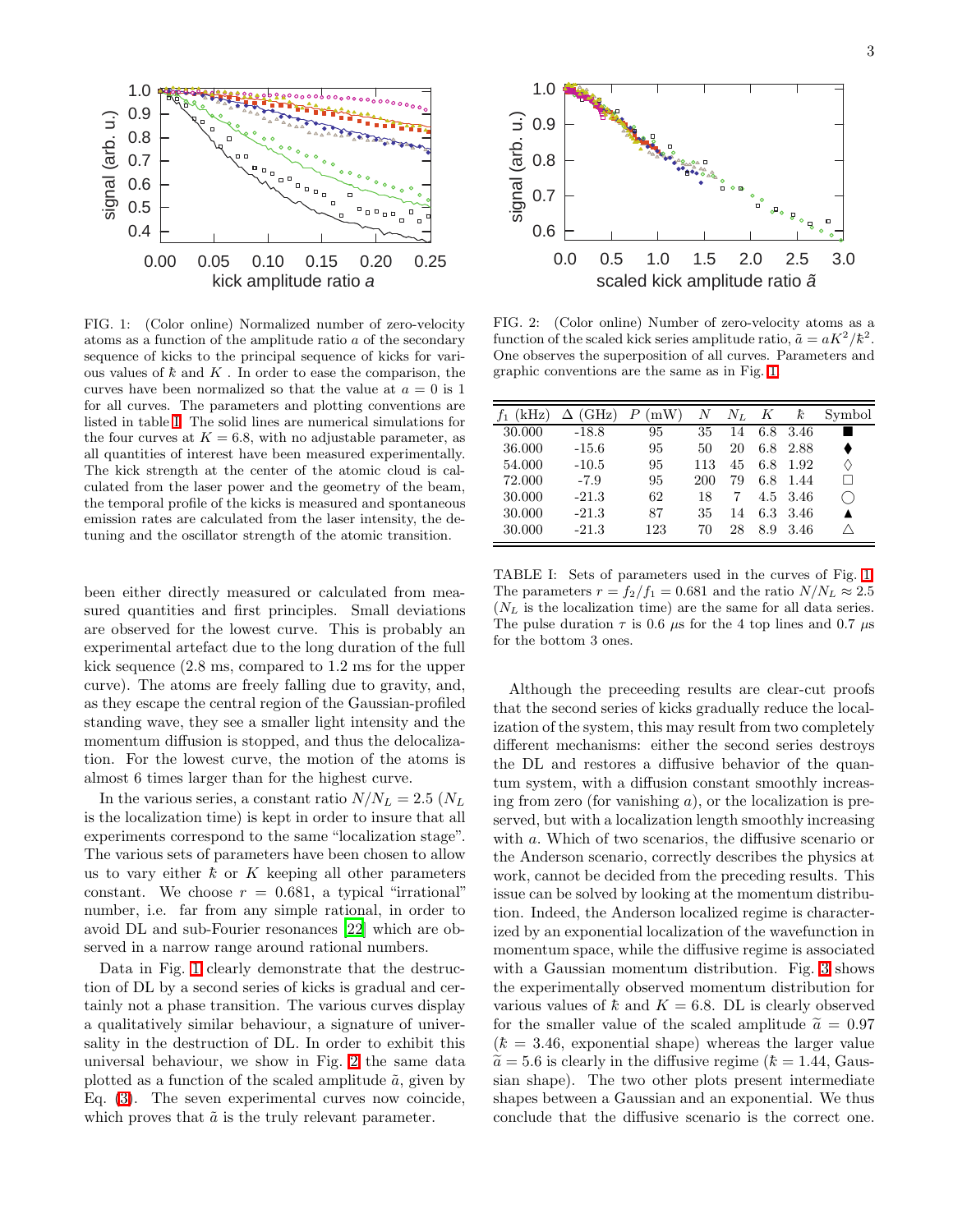FIG. 1: (Color online) Normalized number of zero-velocity atoms as a function of the amplitude ratio $a$ of the secondary sequence of kicks to the principal sequence of kicks for various values of $\hbar$ and $K$ . In order to ease the comparison, the curves have been normalized so that the value at $a = 0$ is 1 for all curves. The parameters and plotting conventions are listed in table I. The solid lines are numerical simulations for the four curves at $K = 6.8$, with no adjustable parameter, as all quantities of interest have been measured experimentally. The kick strength at the center of the atomic cloud is calculated from the laser power and the geometry of the beam, the temporal profile of the kicks is measured and spontaneous emission rates are calculated from the laser intensity, the detuning and the oscillator strength of the atomic transition.

been either directly measured or calculated from measured quantities and first principles. Small deviations are observed for the lowest curve. This is probably an experimental artefact due to the long duration of the full kick sequence (2.8 ms, compared to 1.2 ms for the upper curve). The atoms are freely falling due to gravity, and, as they escape the central region of the Gaussian-profiled standing wave, they see a smaller light intensity and the momentum diffusion is stopped, and thus the delocalization. For the lowest curve, the motion of the atoms is almost 6 times larger than for the highest curve.

In the various series, a constant ratio $N/N_L = 2.5$ ($N_L$ is the localization time) is kept in order to insure that all experiments correspond to the same "localization stage". The various sets of parameters have been chosen to allow us to vary either $\hbar$ or $K$ keeping all other parameters constant. We choose $r = 0.681$, a typical "irrational" number, i.e. far from any simple rational, in order to avoid DL and sub-Fourier resonances [22] which are observed in a narrow range around rational numbers.

Data in Fig. 1 clearly demonstrate that the destruction of DL by a second series of kicks is gradual and certainly not a phase transition. The various curves display a qualitatively similar behaviour, a signature of universality in the destruction of DL. In order to exhibit this universal behaviour, we show in Fig. 2 the same data plotted as a function of the scaled amplitude $\tilde{a}$, given by Eq. (3). The seven experimental curves now coincide, which proves that $\tilde{a}$ is the truly relevant parameter.

FIG. 2: (Color online) Number of zero-velocity atoms as a function of the scaled kick series amplitude ratio, $\tilde{a} = aK^2/\hbar^2$. One observes the superposition of all curves. Parameters and graphic conventions are the same as in Fig. 1.

| $f_1$ (kHz) | $\Delta$ (GHz) | $P$ (mW) | $N$ | $N_L$ | $K$ | $\hbar$ | Symbol |
|---|---|---|---|---|---|---|---|
| 30.000 | -18.8 | 95 | 35 | 14 | 6.8 | 3.46 | ■ |
| 36.000 | -15.6 | 95 | 50 | 20 | 6.8 | 2.88 | ♦ |
| 54.000 | -10.5 | 95 | 113 | 45 | 6.8 | 1.92 | ◊ |
| 72.000 | -7.9 | 95 | 200 | 79 | 6.8 | 1.44 | □ |
| 30.000 | -21.3 | 62 | 18 | 7 | 4.5 | 3.46 | ○ |
| 30.000 | -21.3 | 87 | 35 | 14 | 6.3 | 3.46 | ▲ |
| 30.000 | -21.3 | 123 | 70 | 28 | 8.9 | 3.46 | △ |

TABLE I: Sets of parameters used in the curves of Fig. 1. The parameters $r = f_2/f_1 = 0.681$ and the ratio $N/N_L \approx 2.5$ ($N_L$ is the localization time) are the same for all data series. The pulse duration $\tau$ is 0.6 $\mu$s for the 4 top lines and 0.7 $\mu$s for the bottom 3 ones.

Although the preceeding results are clear-cut proofs that the second series of kicks gradually reduce the localization of the system, this may result from two completely different mechanisms: either the second series destroys the DL and restores a diffusive behavior of the quantum system, with a diffusion constant smoothly increasing from zero (for vanishing $a$), or the localization is preserved, but with a localization length smoothly increasing with $a$. Which of two scenarios, the diffusive scenario or the Anderson scenario, correctly describes the physics at work, cannot be decided from the preceding results. This issue can be solved by looking at the momentum distribution. Indeed, the Anderson localized regime is characterized by an exponential localization of the wavefunction in momentum space, while the diffusive regime is associated with a Gaussian momentum distribution. Fig. 3 shows the experimentally observed momentum distribution for various values of $\hbar$ and $K = 6.8$. DL is clearly observed for the smaller value of the scaled amplitude $\tilde{a} = 0.97$ ($\hbar = 3.46$, exponential shape) whereas the larger value $\tilde{a} = 5.6$ is clearly in the diffusive regime ($\hbar = 1.44$, Gaussian shape). The two other plots present intermediate shapes between a Gaussian and an exponential. We thus conclude that the diffusive scenario is the correct one.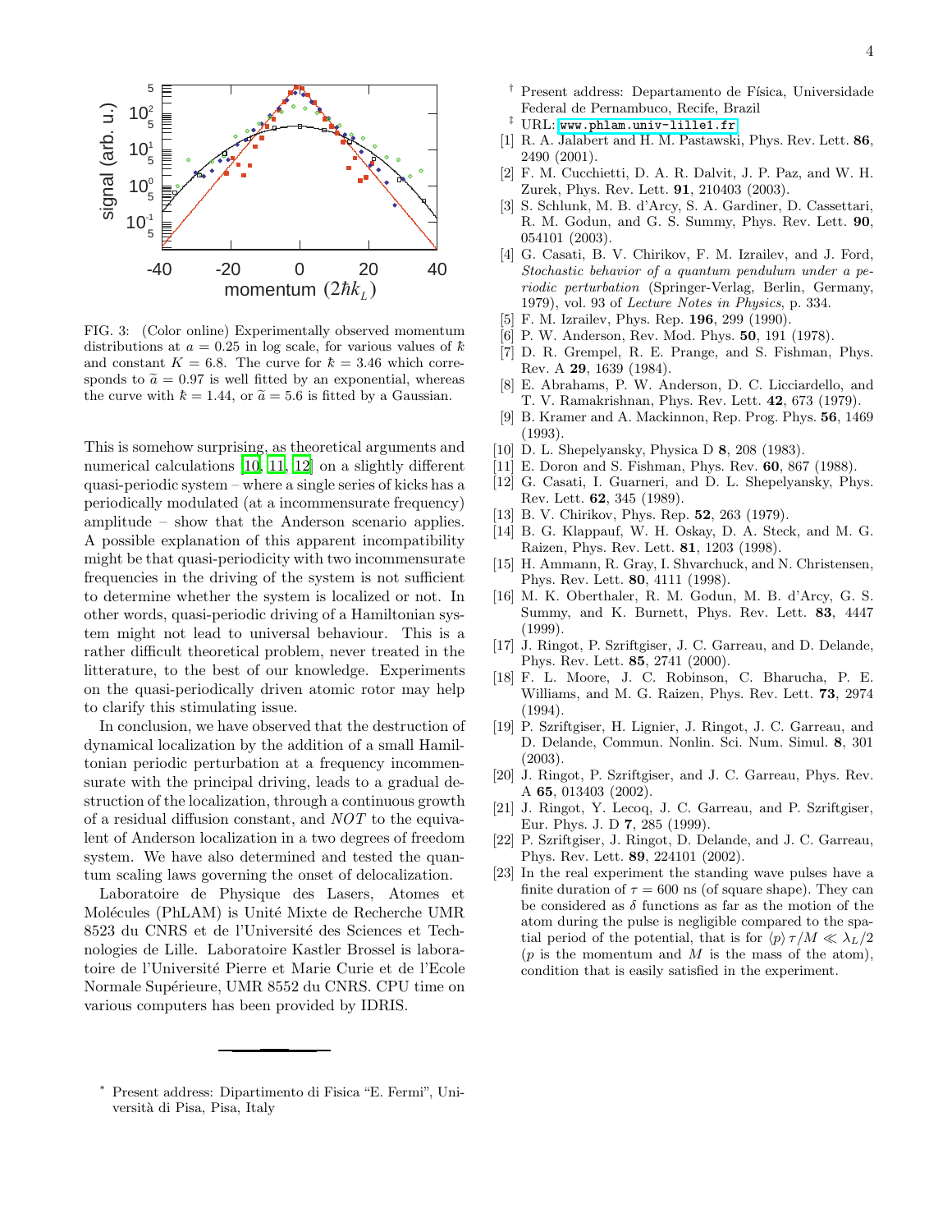signal (arb. u.)

$10^2$

$10^1$

$10^0$

$10^{-1}$

-40 -20 0 20 40

momentum $(2\hbar k_L)$

FIG. 3: (Color online) Experimentally observed momentum distributions at $a = 0.25$ in log scale, for various values of $\bar{k}$ and constant $K = 6.8$. The curve for $\bar{k} = 3.46$ which corresponds to $\tilde{a} = 0.97$ is well fitted by an exponential, whereas the curve with $\bar{k} = 1.44$, or $\tilde{a} = 5.6$ is fitted by a Gaussian.

This is somehow surprising, as theoretical arguments and numerical calculations [10, 11, 12] on a slightly different quasi-periodic system – where a single series of kicks has a periodically modulated (at a incommensurate frequency) amplitude – show that the Anderson scenario applies. A possible explanation of this apparent incompatibility might be that quasi-periodicity with two incommensurate frequencies in the driving of the system is not sufficient to determine whether the system is localized or not. In other words, quasi-periodic driving of a Hamiltonian system might not lead to universal behaviour. This is a rather difficult theoretical problem, never treated in the litterature, to the best of our knowledge. Experiments on the quasi-periodically driven atomic rotor may help to clarify this stimulating issue.

In conclusion, we have observed that the destruction of dynamical localization by the addition of a small Hamiltonian periodic perturbation at a frequency incommensurate with the principal driving, leads to a gradual destruction of the localization, through a continuous growth of a residual diffusion constant, and *NOT* to the equivalent of Anderson localization in a two degrees of freedom system. We have also determined and tested the quantum scaling laws governing the onset of delocalization.

Laboratoire de Physique des Lasers, Atomes et Molécules (PhLAM) is Unité Mixte de Recherche UMR 8523 du CNRS et de l'Université des Sciences et Technologies de Lille. Laboratoire Kastler Brossel is laboratoire de l'Université Pierre et Marie Curie et de l'Ecole Normale Supérieure, UMR 8552 du CNRS. CPU time on various computers has been provided by IDRIS.

---

[*] Present address: Dipartimento di Fisica "E. Fermi", Università di Pisa, Pisa, Italy

[†] Present address: Departamento de Física, Universidade Federal de Pernambuco, Recife, Brazil

[‡] URL: www.phlam.univ-lille1.fr

[1] R. A. Jalabert and H. M. Pastawski, Phys. Rev. Lett. **86**, 2490 (2001).

[2] F. M. Cucchietti, D. A. R. Dalvit, J. P. Paz, and W. H. Zurek, Phys. Rev. Lett. **91**, 210403 (2003).

[3] S. Schlunk, M. B. d'Arcy, S. A. Gardiner, D. Cassettari, R. M. Godun, and G. S. Summy, Phys. Rev. Lett. **90**, 054101 (2003).

[4] G. Casati, B. V. Chirikov, F. M. Izrailev, and J. Ford, *Stochastic behavior of a quantum pendulum under a periodic perturbation* (Springer-Verlag, Berlin, Germany, 1979), vol. 93 of *Lecture Notes in Physics*, p. 334.

[5] F. M. Izrailev, Phys. Rep. **196**, 299 (1990).

[6] P. W. Anderson, Rev. Mod. Phys. **50**, 191 (1978).

[7] D. R. Grempel, R. E. Prange, and S. Fishman, Phys. Rev. A **29**, 1639 (1984).

[8] E. Abrahams, P. W. Anderson, D. C. Licciardello, and T. V. Ramakrishnan, Phys. Rev. Lett. **42**, 673 (1979).

[9] B. Kramer and A. Mackinnon, Rep. Prog. Phys. **56**, 1469 (1993).

[10] D. L. Shepelyansky, Physica D **8**, 208 (1983).

[11] E. Doron and S. Fishman, Phys. Rev. **60**, 867 (1988).

[12] G. Casati, I. Guarneri, and D. L. Shepelyansky, Phys. Rev. Lett. **62**, 345 (1989).

[13] B. V. Chirikov, Phys. Rep. **52**, 263 (1979).

[14] B. G. Klappauf, W. H. Oskay, D. A. Steck, and M. G. Raizen, Phys. Rev. Lett. **81**, 1203 (1998).

[15] H. Ammann, R. Gray, I. Shvarchuck, and N. Christensen, Phys. Rev. Lett. **80**, 4111 (1998).

[16] M. K. Oberthaler, R. M. Godun, M. B. d'Arcy, G. S. Summy, and K. Burnett, Phys. Rev. Lett. **83**, 4447 (1999).

[17] J. Ringot, P. Szriftgiser, J. C. Garreau, and D. Delande, Phys. Rev. Lett. **85**, 2741 (2000).

[18] F. L. Moore, J. C. Robinson, C. Bharucha, P. E. Williams, and M. G. Raizen, Phys. Rev. Lett. **73**, 2974 (1994).

[19] P. Szriftgiser, H. Lignier, J. Ringot, J. C. Garreau, and D. Delande, Commun. Nonlin. Sci. Num. Simul. **8**, 301 (2003).

[20] J. Ringot, P. Szriftgiser, and J. C. Garreau, Phys. Rev. A **65**, 013403 (2002).

[21] J. Ringot, Y. Lecoq, J. C. Garreau, and P. Szriftgiser, Eur. Phys. J. D **7**, 285 (1999).

[22] P. Szriftgiser, J. Ringot, D. Delande, and J. C. Garreau, Phys. Rev. Lett. **89**, 224101 (2002).

[23] In the real experiment the standing wave pulses have a finite duration of $\tau = 600$ ns (of square shape). They can be considered as $\delta$ functions as far as the motion of the atom during the pulse is negligible compared to the spatial period of the potential, that is for $\langle p \rangle \tau / M \ll \lambda_L/2$ ($p$ is the momentum and $M$ is the mass of the atom), condition that is easily satisfied in the experiment.